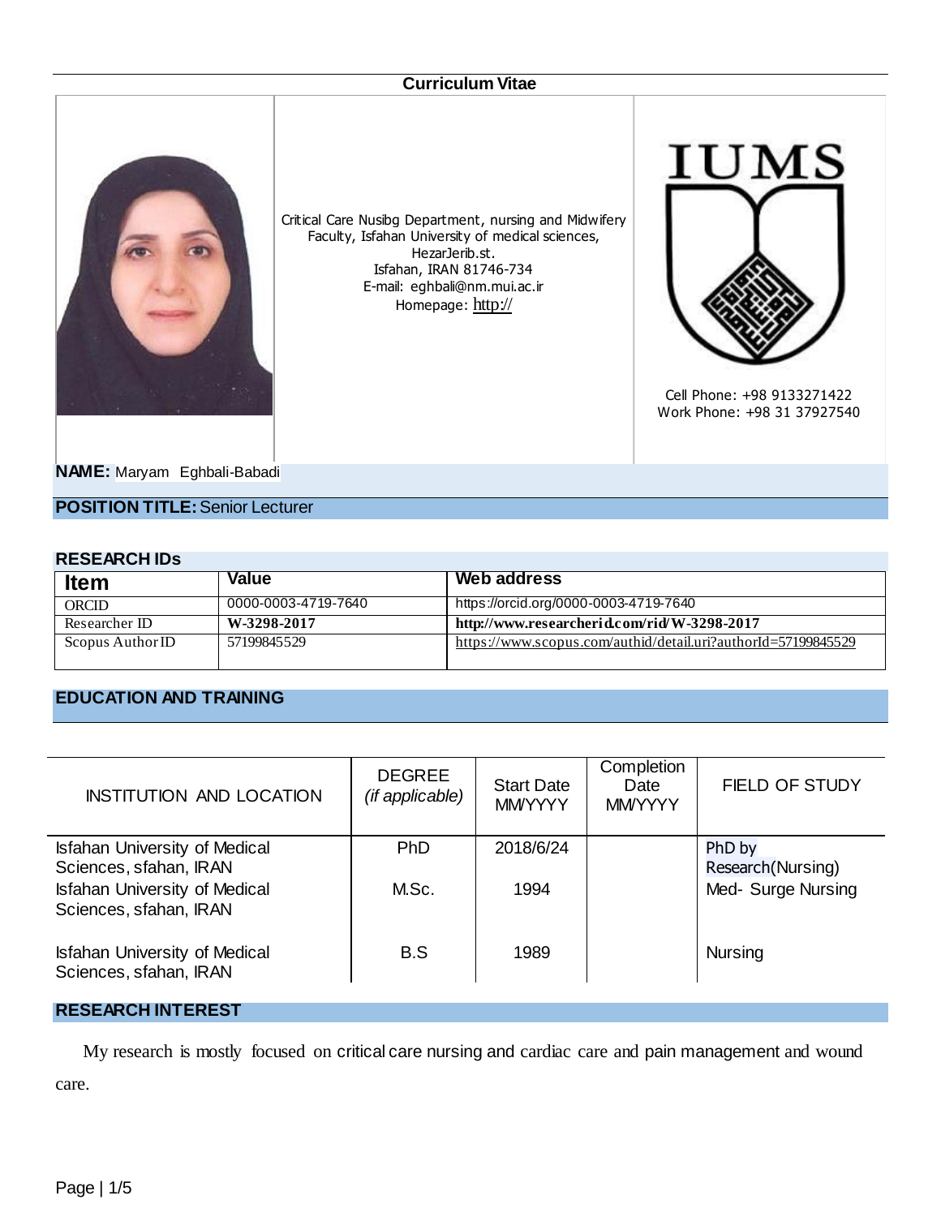# Curriculum Vitae

Critical Care Nusibg Department, nursing and Midwifery Faculty, Isfahan University of medical sciences, HezarJerib.st.
Isfahan, IRAN 81746-734
E-mail: eghbali@nm.mui.ac.ir
Homepage: http://

IUMS

Cell Phone: +98 9133271422
Work Phone: +98 31 37927540

**NAME:** Maryam Eghbali-Babadi

**POSITION TITLE:** Senior Lecturer

## RESEARCH IDs

| Item | Value | Web address |
|---|---|---|
| ORCID | 0000-0003-4719-7640 | https://orcid.org/0000-0003-4719-7640 |
| Researcher ID | **W-3298-2017** | **http://www.researcherid.com/rid/W-3298-2017** |
| Scopus Author ID | 57199845529 | https://www.scopus.com/authid/detail.uri?authorId=57199845529 |

## EDUCATION AND TRAINING

| INSTITUTION AND LOCATION | DEGREE *(if applicable)* | Start Date MM/YYYY | Completion Date MM/YYYY | FIELD OF STUDY |
|---|---|---|---|---|
| Isfahan University of Medical Sciences, sfahan, IRAN | PhD | 2018/6/24 | | PhD by Research(Nursing) |
| Isfahan University of Medical Sciences, sfahan, IRAN | M.Sc. | 1994 | | Med- Surge Nursing |
| Isfahan University of Medical Sciences, sfahan, IRAN | B.S | 1989 | | Nursing |

## RESEARCH INTEREST

My research is mostly focused on critical care nursing and cardiac care and pain management and wound care.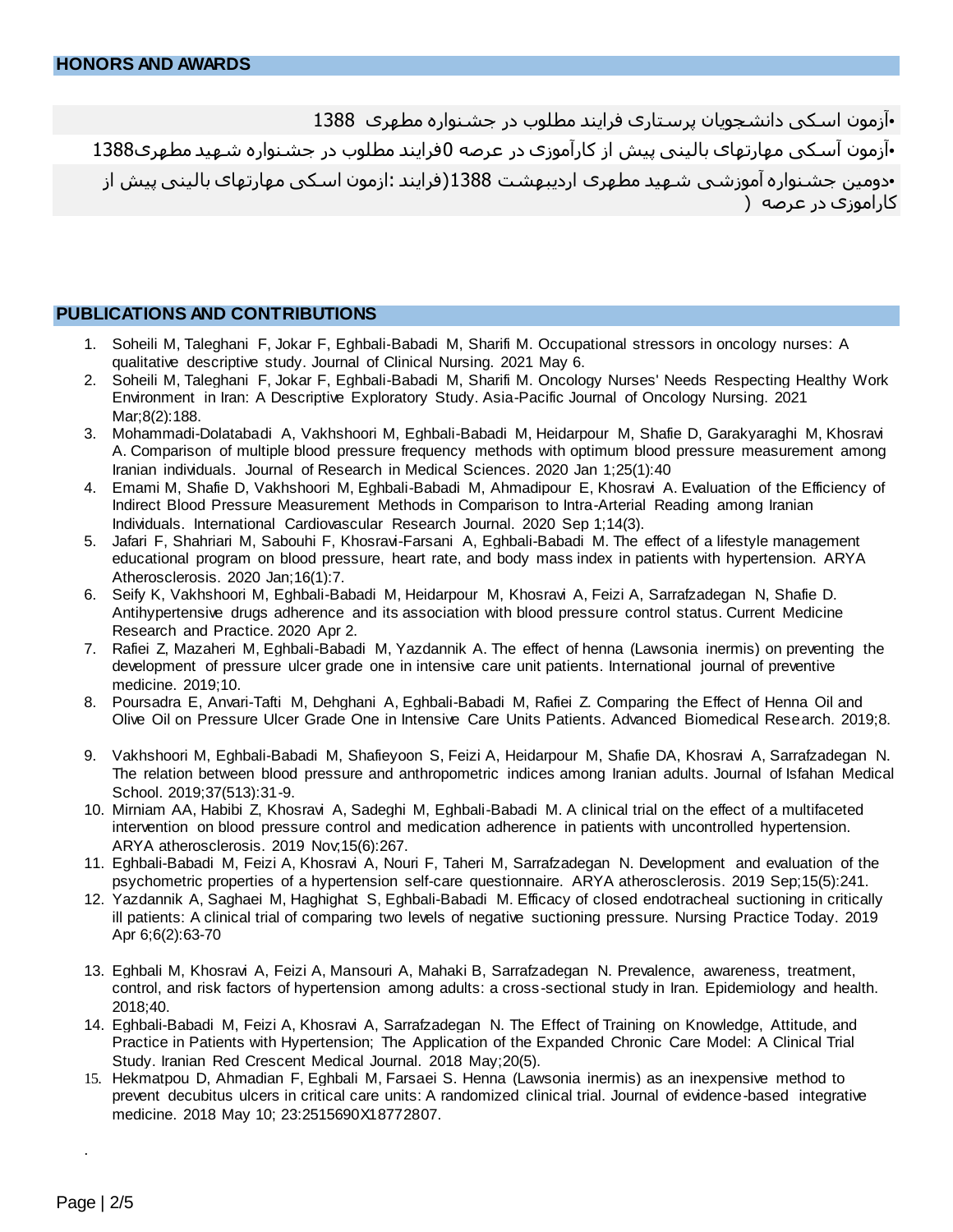## HONORS AND AWARDS

•آزمون اسکی دانشجویان پرستاری فرایند مطلوب در جشنواره مطهری 1388

•آزمون آسکی مهارتهای بالینی پیش از کارآموزی در عرصه 0فرایند مطلوب در جشنواره شهید مطهری1388

•دومین جشنواره آموزشی شهید مطهری اردیبهشت 1388(فرایند :ازمون اسکی مهارتهای بالینی پیش از کاراموزی در عرصه )

## PUBLICATIONS AND CONTRIBUTIONS

1. Soheili M, Taleghani F, Jokar F, Eghbali-Babadi M, Sharifi M. Occupational stressors in oncology nurses: A qualitative descriptive study. Journal of Clinical Nursing. 2021 May 6.
2. Soheili M, Taleghani F, Jokar F, Eghbali-Babadi M, Sharifi M. Oncology Nurses' Needs Respecting Healthy Work Environment in Iran: A Descriptive Exploratory Study. Asia-Pacific Journal of Oncology Nursing. 2021 Mar;8(2):188.
3. Mohammadi-Dolatabadi A, Vakhshoori M, Eghbali-Babadi M, Heidarpour M, Shafie D, Garakyaraghi M, Khosravi A. Comparison of multiple blood pressure frequency methods with optimum blood pressure measurement among Iranian individuals. Journal of Research in Medical Sciences. 2020 Jan 1;25(1):40
4. Emami M, Shafie D, Vakhshoori M, Eghbali-Babadi M, Ahmadipour E, Khosravi A. Evaluation of the Efficiency of Indirect Blood Pressure Measurement Methods in Comparison to Intra-Arterial Reading among Iranian Individuals. International Cardiovascular Research Journal. 2020 Sep 1;14(3).
5. Jafari F, Shahriari M, Sabouhi F, Khosravi-Farsani A, Eghbali-Babadi M. The effect of a lifestyle management educational program on blood pressure, heart rate, and body mass index in patients with hypertension. ARYA Atherosclerosis. 2020 Jan;16(1):7.
6. Seify K, Vakhshoori M, Eghbali-Babadi M, Heidarpour M, Khosravi A, Feizi A, Sarrafzadegan N, Shafie D. Antihypertensive drugs adherence and its association with blood pressure control status. Current Medicine Research and Practice. 2020 Apr 2.
7. Rafiei Z, Mazaheri M, Eghbali-Babadi M, Yazdannik A. The effect of henna (Lawsonia inermis) on preventing the development of pressure ulcer grade one in intensive care unit patients. International journal of preventive medicine. 2019;10.
8. Poursadra E, Anvari-Tafti M, Dehghani A, Eghbali-Babadi M, Rafiei Z. Comparing the Effect of Henna Oil and Olive Oil on Pressure Ulcer Grade One in Intensive Care Units Patients. Advanced Biomedical Research. 2019;8.
9. Vakhshoori M, Eghbali-Babadi M, Shafieyoon S, Feizi A, Heidarpour M, Shafie DA, Khosravi A, Sarrafzadegan N. The relation between blood pressure and anthropometric indices among Iranian adults. Journal of Isfahan Medical School. 2019;37(513):31-9.
10. Mirniam AA, Habibi Z, Khosravi A, Sadeghi M, Eghbali-Babadi M. A clinical trial on the effect of a multifaceted intervention on blood pressure control and medication adherence in patients with uncontrolled hypertension. ARYA atherosclerosis. 2019 Nov;15(6):267.
11. Eghbali-Babadi M, Feizi A, Khosravi A, Nouri F, Taheri M, Sarrafzadegan N. Development and evaluation of the psychometric properties of a hypertension self-care questionnaire. ARYA atherosclerosis. 2019 Sep;15(5):241.
12. Yazdannik A, Saghaei M, Haghighat S, Eghbali-Babadi M. Efficacy of closed endotracheal suctioning in critically ill patients: A clinical trial of comparing two levels of negative suctioning pressure. Nursing Practice Today. 2019 Apr 6;6(2):63-70
13. Eghbali M, Khosravi A, Feizi A, Mansouri A, Mahaki B, Sarrafzadegan N. Prevalence, awareness, treatment, control, and risk factors of hypertension among adults: a cross-sectional study in Iran. Epidemiology and health. 2018;40.
14. Eghbali-Babadi M, Feizi A, Khosravi A, Sarrafzadegan N. The Effect of Training on Knowledge, Attitude, and Practice in Patients with Hypertension; The Application of the Expanded Chronic Care Model: A Clinical Trial Study. Iranian Red Crescent Medical Journal. 2018 May;20(5).
15. Hekmatpou D, Ahmadian F, Eghbali M, Farsaei S. Henna (Lawsonia inermis) as an inexpensive method to prevent decubitus ulcers in critical care units: A randomized clinical trial. Journal of evidence-based integrative medicine. 2018 May 10; 23:2515690X18772807.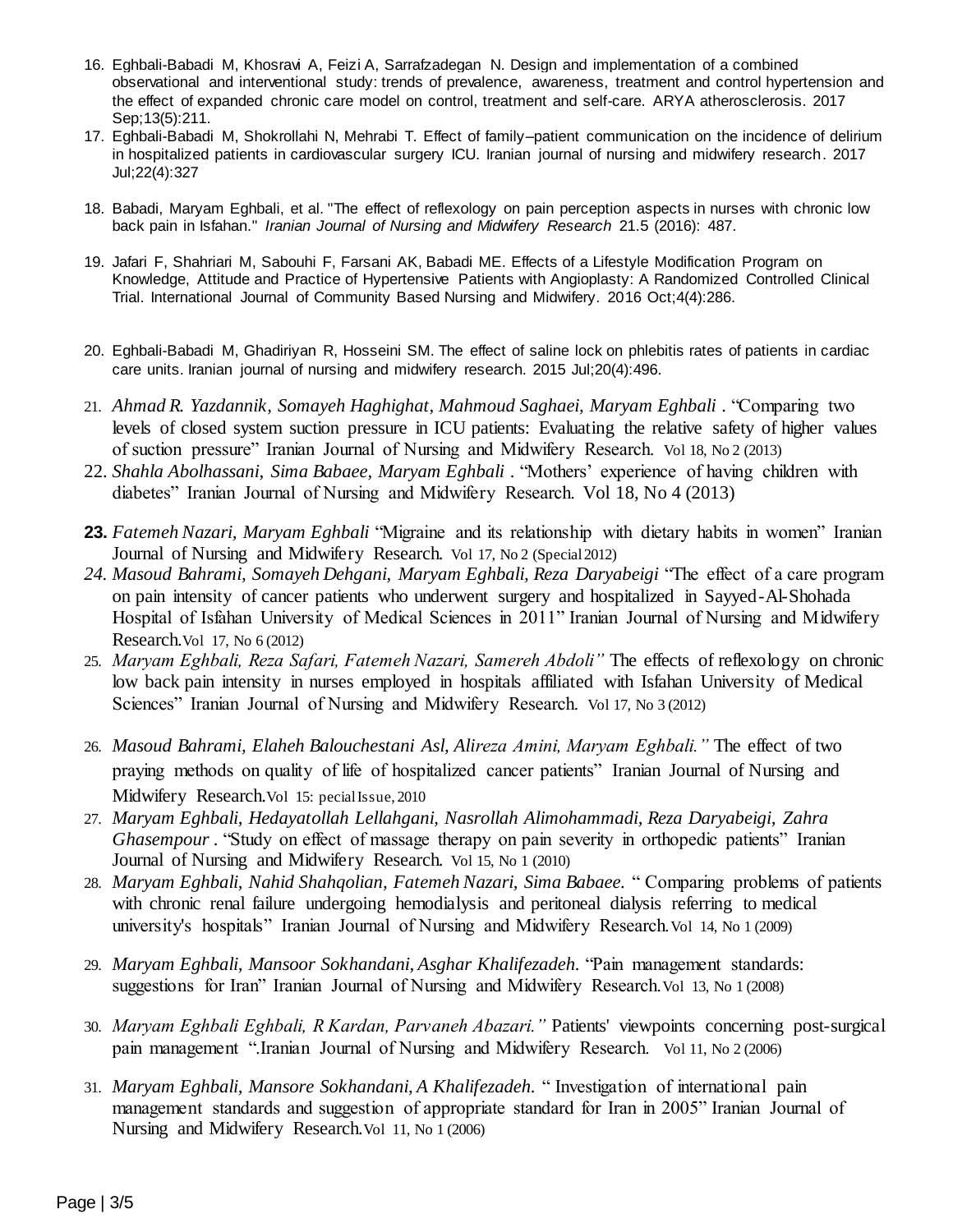16. Eghbali-Babadi M, Khosravi A, Feizi A, Sarrafzadegan N. Design and implementation of a combined observational and interventional study: trends of prevalence, awareness, treatment and control hypertension and the effect of expanded chronic care model on control, treatment and self-care. ARYA atherosclerosis. 2017 Sep;13(5):211.
17. Eghbali-Babadi M, Shokrollahi N, Mehrabi T. Effect of family–patient communication on the incidence of delirium in hospitalized patients in cardiovascular surgery ICU. Iranian journal of nursing and midwifery research. 2017 Jul;22(4):327
18. Babadi, Maryam Eghbali, et al. "The effect of reflexology on pain perception aspects in nurses with chronic low back pain in Isfahan." *Iranian Journal of Nursing and Midwifery Research* 21.5 (2016): 487.
19. Jafari F, Shahriari M, Sabouhi F, Farsani AK, Babadi ME. Effects of a Lifestyle Modification Program on Knowledge, Attitude and Practice of Hypertensive Patients with Angioplasty: A Randomized Controlled Clinical Trial. International Journal of Community Based Nursing and Midwifery. 2016 Oct;4(4):286.
20. Eghbali-Babadi M, Ghadiriyan R, Hosseini SM. The effect of saline lock on phlebitis rates of patients in cardiac care units. Iranian journal of nursing and midwifery research. 2015 Jul;20(4):496.
21. *Ahmad R. Yazdannik, Somayeh Haghighat, Mahmoud Saghaei, Maryam Eghbali* . "Comparing two levels of closed system suction pressure in ICU patients: Evaluating the relative safety of higher values of suction pressure" Iranian Journal of Nursing and Midwifery Research. Vol 18, No 2 (2013)
22. *Shahla Abolhassani, Sima Babaee, Maryam Eghbali* . "Mothers' experience of having children with diabetes" Iranian Journal of Nursing and Midwifery Research. Vol 18, No 4 (2013)
23. *Fatemeh Nazari, Maryam Eghbali* "Migraine and its relationship with dietary habits in women" Iranian Journal of Nursing and Midwifery Research. Vol 17, No 2 (Special 2012)
24. *Masoud Bahrami, Somayeh Dehgani, Maryam Eghbali, Reza Daryabeigi* "The effect of a care program on pain intensity of cancer patients who underwent surgery and hospitalized in Sayyed-Al-Shohada Hospital of Isfahan University of Medical Sciences in 2011" Iranian Journal of Nursing and Midwifery Research. Vol 17, No 6 (2012)
25. *Maryam Eghbali, Reza Safari, Fatemeh Nazari, Samereh Abdoli"* The effects of reflexology on chronic low back pain intensity in nurses employed in hospitals affiliated with Isfahan University of Medical Sciences" Iranian Journal of Nursing and Midwifery Research. Vol 17, No 3 (2012)
26. *Masoud Bahrami, Elaheh Balouchestani Asl, Alireza Amini, Maryam Eghbali."* The effect of two praying methods on quality of life of hospitalized cancer patients" Iranian Journal of Nursing and Midwifery Research. Vol 15: pecial Issue, 2010
27. *Maryam Eghbali, Hedayatollah Lellahgani, Nasrollah Alimohammadi, Reza Daryabeigi, Zahra Ghasempour* . "Study on effect of massage therapy on pain severity in orthopedic patients" Iranian Journal of Nursing and Midwifery Research. Vol 15, No 1 (2010)
28. *Maryam Eghbali, Nahid Shahqolian, Fatemeh Nazari, Sima Babaee.* " Comparing problems of patients with chronic renal failure undergoing hemodialysis and peritoneal dialysis referring to medical university's hospitals" Iranian Journal of Nursing and Midwifery Research. Vol 14, No 1 (2009)
29. *Maryam Eghbali, Mansoor Sokhandani, Asghar Khalifezadeh.* "Pain management standards: suggestions for Iran" Iranian Journal of Nursing and Midwifery Research. Vol 13, No 1 (2008)
30. *Maryam Eghbali Eghbali, R Kardan, Parvaneh Abazari."* Patients' viewpoints concerning post-surgical pain management ".Iranian Journal of Nursing and Midwifery Research. Vol 11, No 2 (2006)
31. *Maryam Eghbali, Mansore Sokhandani, A Khalifezadeh.* " Investigation of international pain management standards and suggestion of appropriate standard for Iran in 2005" Iranian Journal of Nursing and Midwifery Research. Vol 11, No 1 (2006)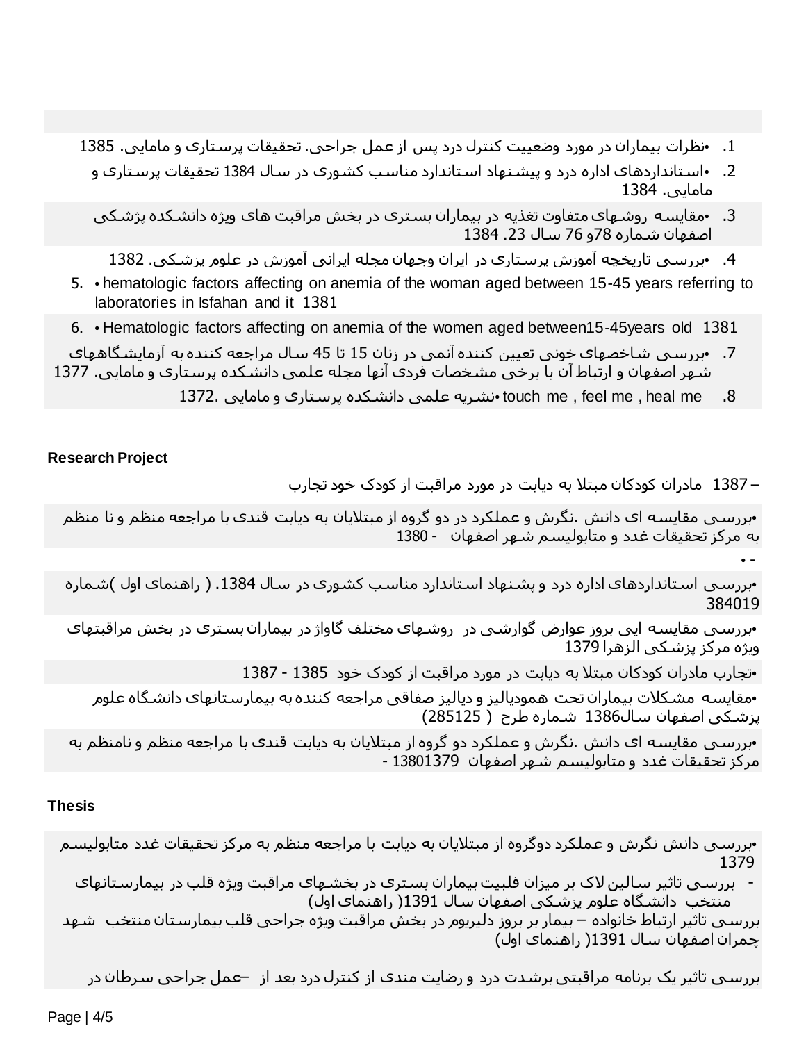1. •نظرات بیماران در مورد وضعیت کنترل درد پس از عمل جراحی. تحقیقات پرستاری و مامایی. 1385
2. •استانداردهای اداره درد و پیشنهاد استاندارد مناسب کشوری در سال 1384 تحقیقات پرستاری و مامایی. 1384
3. •مقایسه روشهای متفاوت تغذیه در بیماران بستری در بخش مراقبت های ویژه دانشکده پژشکی اصفهان شماره 78و 76 سال 23. 1384
4. •بررسی تاریخچه آموزش پرستاری در ایران وجهان مجله ایرانی آموزش در علوم پزشکی. 1382
5. • hematologic factors affecting on anemia of the woman aged between 15-45 years referring to laboratories in Isfahan and it 1381
6. • Hematologic factors affecting on anemia of the women aged between15-45years old 1381
7. •بررسی شاخصهای خونی تعیین کننده آنمی در زنان 15 تا 45 سال مراجعه کننده به آزمایشگاههای شهر اصفهان و ارتباط آن با برخی مشخصات فردی آنها مجله علمی دانشکده پرستاری و مامایی. 1377
8. touch me , feel me , heal me •نشریه علمی دانشکده پرستاری و مامایی .1372

### Research Project

– 1387 مادران کودکان مبتلا به دیابت در مورد مراقبت از کودک خود تجارب

•بررسی مقایسه ای دانش .نگرش و عملکرد در دو گروه از مبتلایان به دیابت قندی با مراجعه منظم و نا منظم به مرکز تحقیقات غدد و متابولیسم شهر اصفهان - 1380

• -

•بررسی استانداردهای اداره درد و پشنهاد استاندارد مناسب کشوری در سال 1384. ( راهنمای اول )شماره 384019

•بررسی مقایسه ایی بروز عوارض گوارشی در روشهای مختلف گاواژ در بیماران بستری در بخش مراقبتهای ویژه مرکز پزشکی الزهرا 1379

•تجارب مادران کودکان مبتلا به دیابت در مورد مراقبت از کودک خود 1385 - 1387

•مقایسه مشکلات بیماران تحت همودیالیز و دیالیز صفاقی مراجعه کننده به بیمارستانهای دانشگاه علوم پزشکی اصفهان سال1386 شماره طرح ( 285125)

•بررسی مقایسه ای دانش .نگرش و عملکرد دو گروه از مبتلایان به دیابت قندی با مراجعه منظم و نامنظم به مرکز تحقیقات غدد و متابولیسم شهر اصفهان 13801379 -

### Thesis

•بررسی دانش نگرش و عملکرد دوگروه از مبتلایان به دیابت با مراجعه منظم به مرکز تحقیقات غدد متابولیسم 1379

- بررسی تاثیر سالین لاک بر میزان فلبیت بیماران بستری در بخشهای مراقبت ویژه قلب در بیمارستانهای منتخب دانشگاه علوم پزشکی اصفهان سال 1391( راهنمای اول)

بررسی تاثیر ارتباط خانواده – بیمار بر بروز دلیریوم در بخش مراقبت ویژه جراحی قلب بیمارستان منتخب شهد چمران اصفهان سال 1391( راهنمای اول)

بررسی تاثیر یک برنامه مراقبتی برشدت درد و رضایت مندی از کنترل درد بعد از –عمل جراحی سرطان در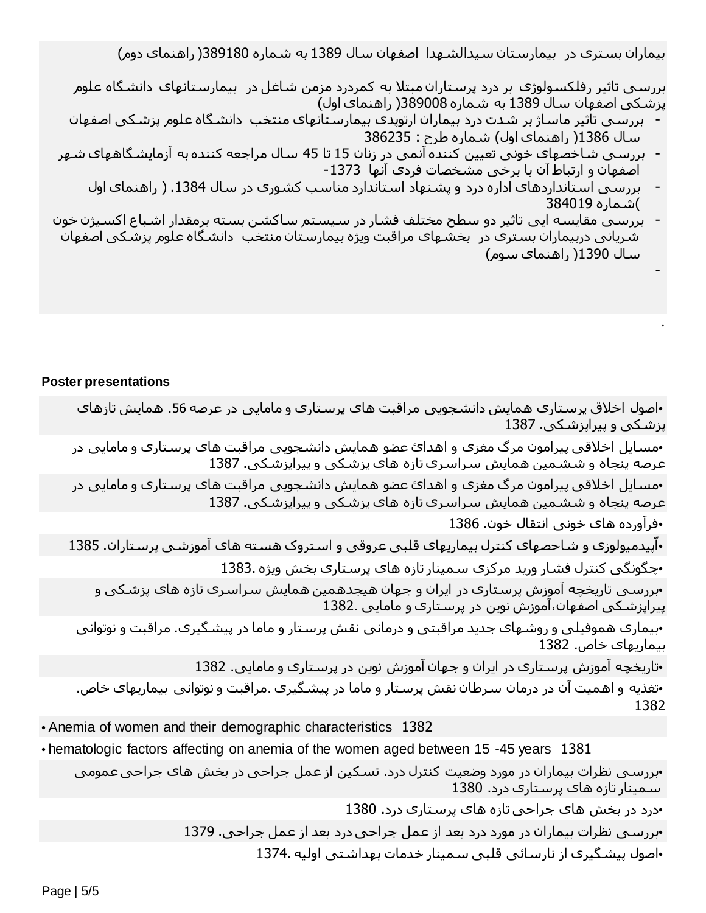بیماران بستری در بیمارستان سیدالشهدا اصفهان سال 1389 به شماره 389180( راهنمای دوم)

بررسی تاثیر رفلکسولوژی بر درد پرستاران مبتلا به کمردرد مزمن شاغل در بیمارستانهای دانشگاه علوم پزشکی اصفهان سال 1389 به شماره 389008( راهنمای اول)

- بررسی تاثیر ماساژ بر شدت درد بیماران ارتوپدی بیمارستانهای منتخب دانشگاه علوم پزشکی اصفهان سال 1386( راهنمای اول) شماره طرح : 386235
- بررسی شاخصهای خونی تعیین کننده آنمی در زنان 15 تا 45 سال مراجعه کننده به آزمایشگاههای شهر اصفهان و ارتباط آن با برخی مشخصات فردی آنها 1373-
- بررسی استانداردهای اداره درد و پشنهاد استاندارد مناسب کشوری در سال 1384. ( راهنمای اول )شماره 384019
- بررسی مقایسه ایی تاثیر دو سطح مختلف فشار در سیستم ساکشن بسته برمقدار اشباع اکسیژن خون شریانی دربیماران بستری در بخشهای مراقبت ویژه بیمارستان منتخب دانشگاه علوم پزشکی اصفهان سال 1390( راهنمای سوم)
-

.

### Poster presentations

•اصول اخلاق پرستاری همایش دانشجویی مراقبت های پرستاری و مامایی در عرصه 56. همایش تازهای پزشکی و پیراپزشکی. 1387

•مسایل اخلاقی پیرامون مرگ مغزی و اهدائ عضو همایش دانشجویی مراقبت های پرستاری و مامایی در عرصه پنجاه و ششمین همایش سراسری تازه های پزشکی و پیراپزشکی. 1387

•مسایل اخلاقی پیرامون مرگ مغزی و اهدائ عضو همایش دانشجویی مراقبت های پرستاری و مامایی در عرصه پنجاه و ششمین همایش سراسری تازه های پزشکی و پیراپزشکی. 1387

•فرآورده های خونی انتقال خون. 1386

•اًپیدمیولوزی و شاخصهای کنترل بیماریهای قلبی عروقی و استروک هسته های آموزشی پرستاران. 1385

•چگونگی کنترل فشار ورید مرکزی سمینار تازه های پرستاری بخش ویژه .1383

•بررسی تاریخچه آموزش پرستاری در ایران و جهان هیجدهمین همایش سراسری تازه های پزشکی و پیراپزشکی اصفهان،آموزش نوین در پرستاری و مامایی .1382

•بیماری هموفیلی و روشهای جدید مراقبتی و درمانی نقش پرستار و ماما در پیشگیری. مراقبت و نوتوانی بیماریهای خاص. 1382

•تاریخچه آموزش پرستاری در ایران و جهان آموزش نوین در پرستاری و مامایی. 1382

•تغذیه و اهمیت آن در درمان سرطان نقش پرستار و ماما در پیشگیری .مراقبت و نوتوانی بیماریهای خاص. 1382

• Anemia of women and their demographic characteristics 1382

• hematologic factors affecting on anemia of the women aged between 15 -45 years 1381

•بررسی نظرات بیماران در مورد وضعیت کنترل درد. تسکین از عمل جراحی در بخش های جراحی عمومی سمینار تازه های پرستاری درد. 1380

•درد در بخش های جراحی تازه های پرستاری درد. 1380

•بررسی نظرات بیماران در مورد درد بعد از عمل جراحی درد بعد از عمل جراحی. 1379

•اصول پیشگیری از نارسائی قلبی سمینار خدمات بهداشتی اولیه .1374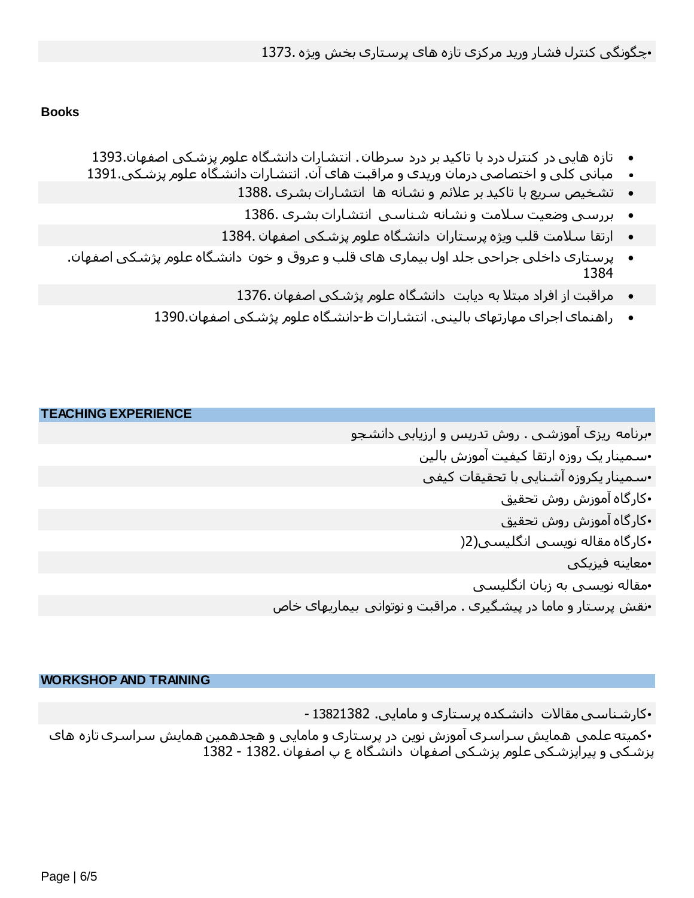•چگونگی کنترل فشار ورید مرکزی تازه های پرستاری بخش ویژه .1373

## Books

- تازه هایی در کنترل درد با تاکید بر درد سرطان. انتشارات دانشگاه علوم پزشکی اصفهان.1393
- مبانی کلی و اختصاصی درمان وریدی و مراقبت های آن. انتشارات دانشگاه علوم پزشکی.1391
- تشخیص سریع با تاکید بر علائم و نشانه ها انتشارات بشری .1388
- بررسی وضعیت سلامت و نشانه شناسی انتشارات بشری .1386
- ارتقا سلامت قلب ویژه پرستاران دانشگاه علوم پزشکی اصفهان .1384
- پرستاری داخلی جراحی جلد اول بیماری های قلب و عروق و خون دانشگاه علوم پزشکی اصفهان. 1384
- مراقبت از افراد مبتلا به دیابت دانشگاه علوم پزشکی اصفهان .1376
- راهنمای اجرای مهارتهای بالینی. انتشارات ظ-دانشگاه علوم پزشکی اصفهان.1390

## TEACHING EXPERIENCE

•برنامه ریزی آموزشی . روش تدریس و ارزیابی دانشجو

•سمینار یک روزه ارتقا کیفیت آموزش بالین

•سمینار یکروزه آشنایی با تحقیقات کیفی

•کارگاه آموزش روش تحقیق

•کارگاه آموزش روش تحقیق

•کارگاه مقاله نویسی انگلیسی(2(

•معاینه فیزیکی

•مقاله نویسی به زبان انگلیسی

•نقش پرستار و ماما در پیشگیری . مراقبت و نوتوانی بیماریهای خاص

## WORKSHOP AND TRAINING

•کارشناسی مقالات دانشکده پرستاری و مامایی. 13821382 -

•کمیته علمی همایش سراسری آموزش نوین در پرستاری و مامایی و هجدهمین همایش سراسری تازه های پزشکی و پیراپزشکی علوم پزشکی اصفهان دانشگاه ع پ اصفهان .1382 - 1382